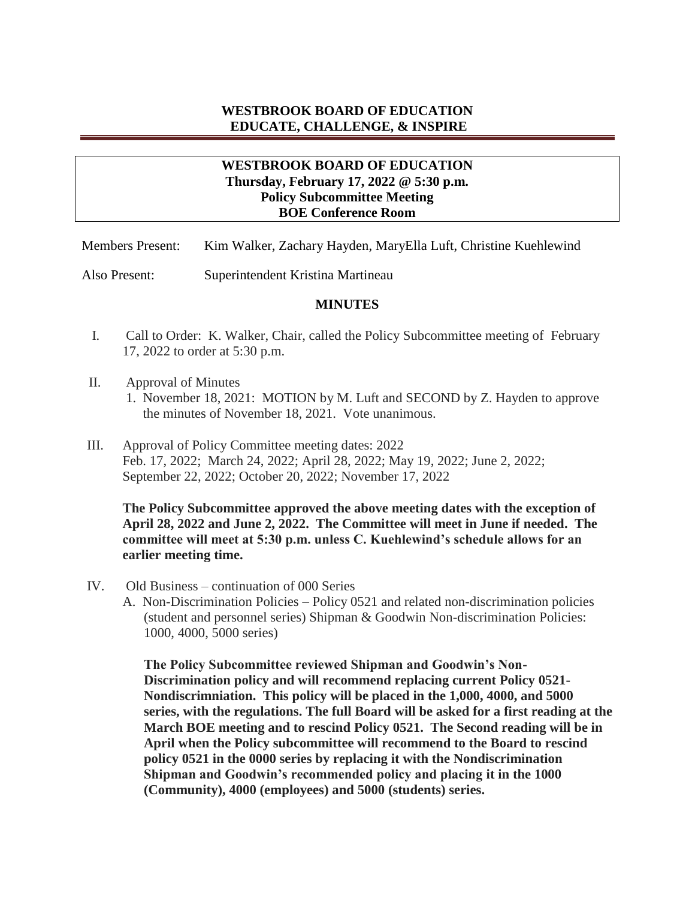# WESTBROOK BOARD OF EDUCATION
## EDUCATE, CHALLENGE, & INSPIRE

---

**WESTBROOK BOARD OF EDUCATION**
**Thursday, February 17, 2022 @ 5:30 p.m.**
**Policy Subcommittee Meeting**
**BOE Conference Room**

Members Present: Kim Walker, Zachary Hayden, MaryElla Luft, Christine Kuehlewind

Also Present: Superintendent Kristina Martineau

## MINUTES

I. Call to Order: K. Walker, Chair, called the Policy Subcommittee meeting of February 17, 2022 to order at 5:30 p.m.

II. Approval of Minutes
1. November 18, 2021: MOTION by M. Luft and SECOND by Z. Hayden to approve the minutes of November 18, 2021. Vote unanimous.

III. Approval of Policy Committee meeting dates: 2022
Feb. 17, 2022; March 24, 2022; April 28, 2022; May 19, 2022; June 2, 2022; September 22, 2022; October 20, 2022; November 17, 2022

**The Policy Subcommittee approved the above meeting dates with the exception of April 28, 2022 and June 2, 2022. The Committee will meet in June if needed. The committee will meet at 5:30 p.m. unless C. Kuehlewind's schedule allows for an earlier meeting time.**

IV. Old Business – continuation of 000 Series
A. Non-Discrimination Policies – Policy 0521 and related non-discrimination policies (student and personnel series) Shipman & Goodwin Non-discrimination Policies: 1000, 4000, 5000 series)

**The Policy Subcommittee reviewed Shipman and Goodwin's Non-Discrimination policy and will recommend replacing current Policy 0521-Nondiscrimniation. This policy will be placed in the 1,000, 4000, and 5000 series, with the regulations. The full Board will be asked for a first reading at the March BOE meeting and to rescind Policy 0521. The Second reading will be in April when the Policy subcommittee will recommend to the Board to rescind policy 0521 in the 0000 series by replacing it with the Nondiscrimination Shipman and Goodwin's recommended policy and placing it in the 1000 (Community), 4000 (employees) and 5000 (students) series.**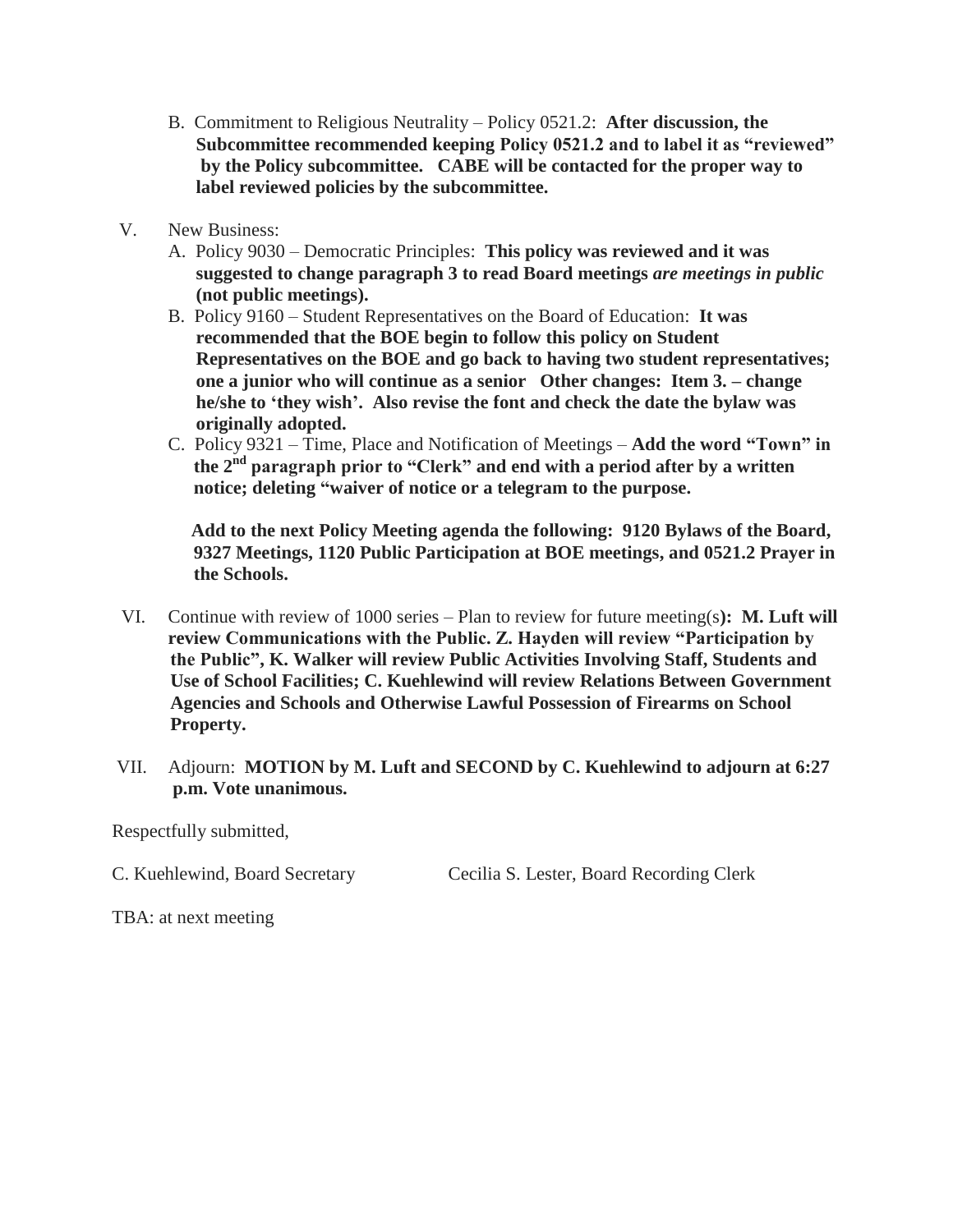B. Commitment to Religious Neutrality – Policy 0521.2: **After discussion, the Subcommittee recommended keeping Policy 0521.2 and to label it as "reviewed" by the Policy subcommittee. CABE will be contacted for the proper way to label reviewed policies by the subcommittee.**

V. New Business:

A. Policy 9030 – Democratic Principles: **This policy was reviewed and it was suggested to change paragraph 3 to read Board meetings *are meetings in public* (not public meetings).**

B. Policy 9160 – Student Representatives on the Board of Education: **It was recommended that the BOE begin to follow this policy on Student Representatives on the BOE and go back to having two student representatives; one a junior who will continue as a senior Other changes: Item 3. – change he/she to 'they wish'. Also revise the font and check the date the bylaw was originally adopted.**

C. Policy 9321 – Time, Place and Notification of Meetings – **Add the word "Town" in the 2nd paragraph prior to "Clerk" and end with a period after by a written notice; deleting "waiver of notice or a telegram to the purpose.**

**Add to the next Policy Meeting agenda the following: 9120 Bylaws of the Board, 9327 Meetings, 1120 Public Participation at BOE meetings, and 0521.2 Prayer in the Schools.**

VI. Continue with review of 1000 series – Plan to review for future meeting(s)**: M. Luft will review Communications with the Public. Z. Hayden will review "Participation by the Public", K. Walker will review Public Activities Involving Staff, Students and Use of School Facilities; C. Kuehlewind will review Relations Between Government Agencies and Schools and Otherwise Lawful Possession of Firearms on School Property.**

VII. Adjourn: **MOTION by M. Luft and SECOND by C. Kuehlewind to adjourn at 6:27 p.m. Vote unanimous.**

Respectfully submitted,

C. Kuehlewind, Board Secretary          Cecilia S. Lester, Board Recording Clerk

TBA: at next meeting